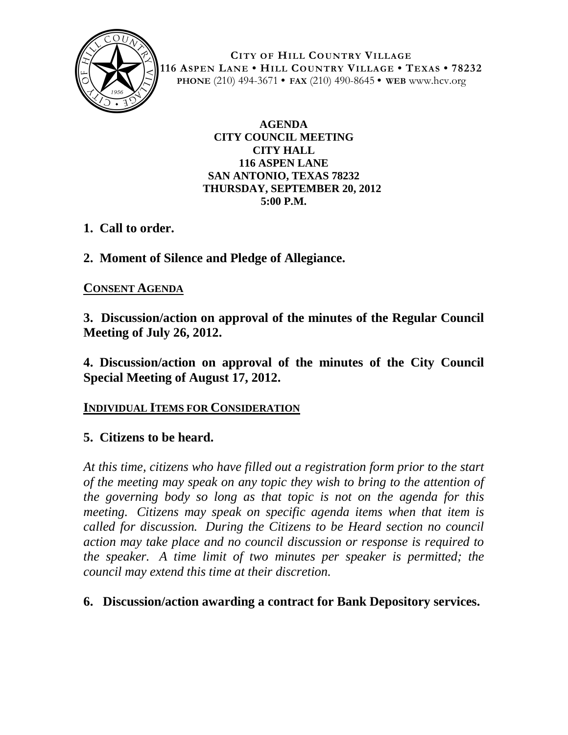**CITY OF HILL COUNTRY VILLAGE**
**116 ASPEN LANE • HILL COUNTRY VILLAGE • TEXAS • 78232**
**PHONE** (210) 494-3671 • **FAX** (210) 490-8645 • **WEB** www.hcv.org

# AGENDA
## CITY COUNCIL MEETING
**CITY HALL**
**116 ASPEN LANE**
**SAN ANTONIO, TEXAS 78232**
**THURSDAY, SEPTEMBER 20, 2012**
**5:00 P.M.**

**1. Call to order.**

**2. Moment of Silence and Pledge of Allegiance.**

**CONSENT AGENDA**

**3. Discussion/action on approval of the minutes of the Regular Council Meeting of July 26, 2012.**

**4. Discussion/action on approval of the minutes of the City Council Special Meeting of August 17, 2012.**

**INDIVIDUAL ITEMS FOR CONSIDERATION**

**5. Citizens to be heard.**

*At this time, citizens who have filled out a registration form prior to the start of the meeting may speak on any topic they wish to bring to the attention of the governing body so long as that topic is not on the agenda for this meeting. Citizens may speak on specific agenda items when that item is called for discussion. During the Citizens to be Heard section no council action may take place and no council discussion or response is required to the speaker. A time limit of two minutes per speaker is permitted; the council may extend this time at their discretion.*

**6. Discussion/action awarding a contract for Bank Depository services.**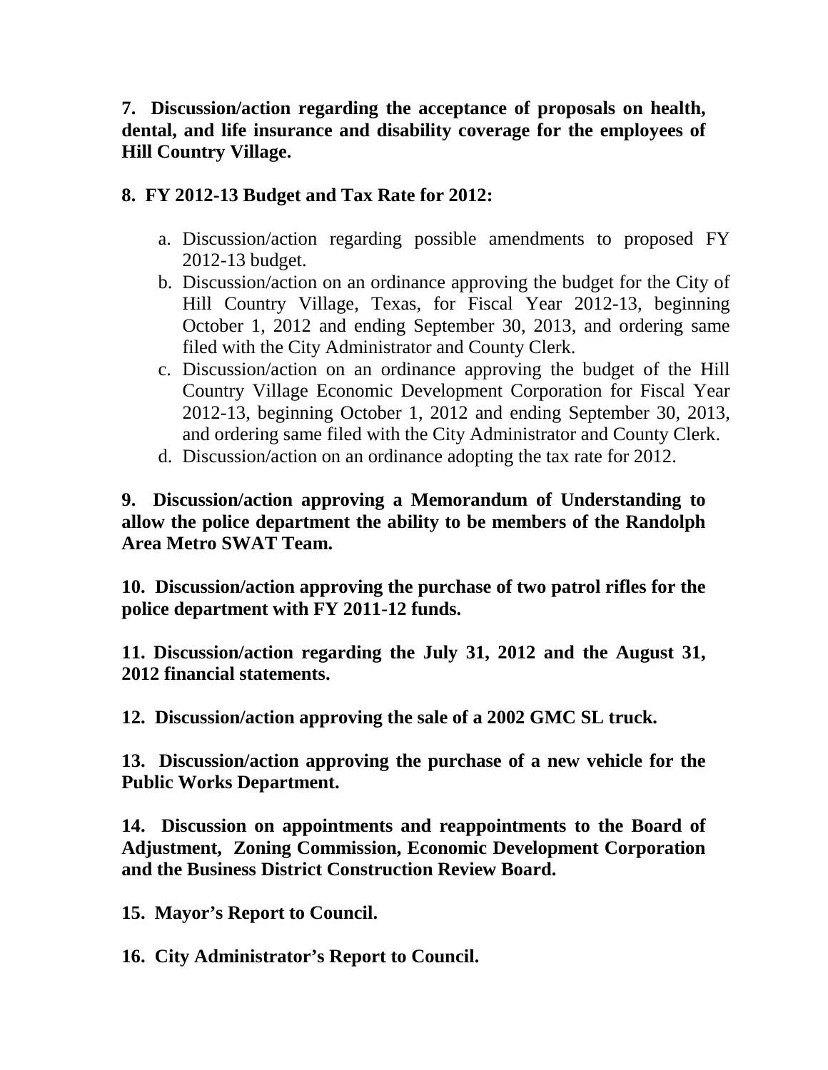**7. Discussion/action regarding the acceptance of proposals on health, dental, and life insurance and disability coverage for the employees of Hill Country Village.**

**8. FY 2012-13 Budget and Tax Rate for 2012:**

a. Discussion/action regarding possible amendments to proposed FY 2012-13 budget.
b. Discussion/action on an ordinance approving the budget for the City of Hill Country Village, Texas, for Fiscal Year 2012-13, beginning October 1, 2012 and ending September 30, 2013, and ordering same filed with the City Administrator and County Clerk.
c. Discussion/action on an ordinance approving the budget of the Hill Country Village Economic Development Corporation for Fiscal Year 2012-13, beginning October 1, 2012 and ending September 30, 2013, and ordering same filed with the City Administrator and County Clerk.
d. Discussion/action on an ordinance adopting the tax rate for 2012.

**9. Discussion/action approving a Memorandum of Understanding to allow the police department the ability to be members of the Randolph Area Metro SWAT Team.**

**10. Discussion/action approving the purchase of two patrol rifles for the police department with FY 2011-12 funds.**

**11. Discussion/action regarding the July 31, 2012 and the August 31, 2012 financial statements.**

**12. Discussion/action approving the sale of a 2002 GMC SL truck.**

**13. Discussion/action approving the purchase of a new vehicle for the Public Works Department.**

**14. Discussion on appointments and reappointments to the Board of Adjustment, Zoning Commission, Economic Development Corporation and the Business District Construction Review Board.**

**15. Mayor's Report to Council.**

**16. City Administrator's Report to Council.**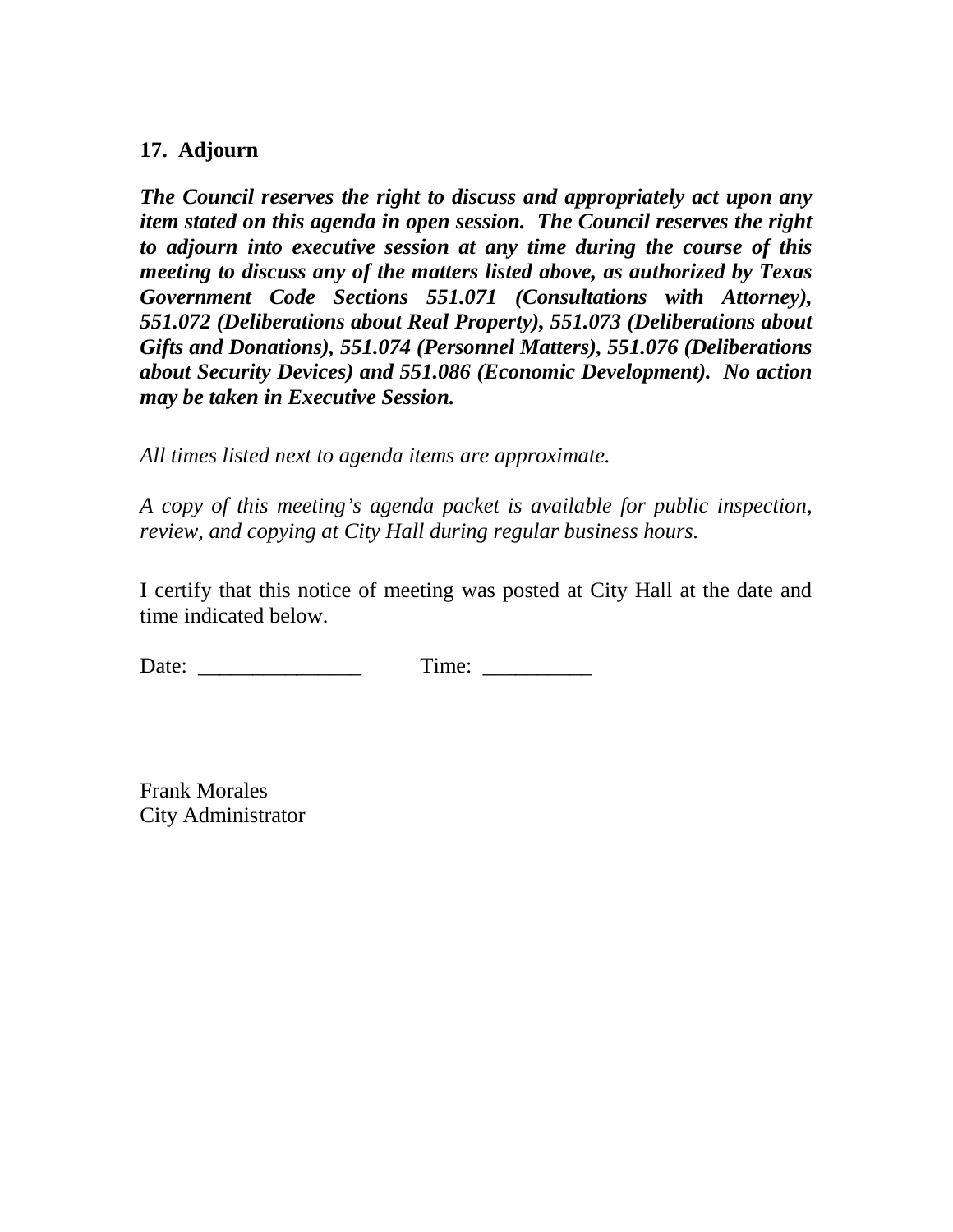**17. Adjourn**

***The Council reserves the right to discuss and appropriately act upon any item stated on this agenda in open session. The Council reserves the right to adjourn into executive session at any time during the course of this meeting to discuss any of the matters listed above, as authorized by Texas Government Code Sections 551.071 (Consultations with Attorney), 551.072 (Deliberations about Real Property), 551.073 (Deliberations about Gifts and Donations), 551.074 (Personnel Matters), 551.076 (Deliberations about Security Devices) and 551.086 (Economic Development). No action may be taken in Executive Session.***

*All times listed next to agenda items are approximate.*

*A copy of this meeting's agenda packet is available for public inspection, review, and copying at City Hall during regular business hours.*

I certify that this notice of meeting was posted at City Hall at the date and time indicated below.

Date: _______________ Time: __________

Frank Morales
City Administrator